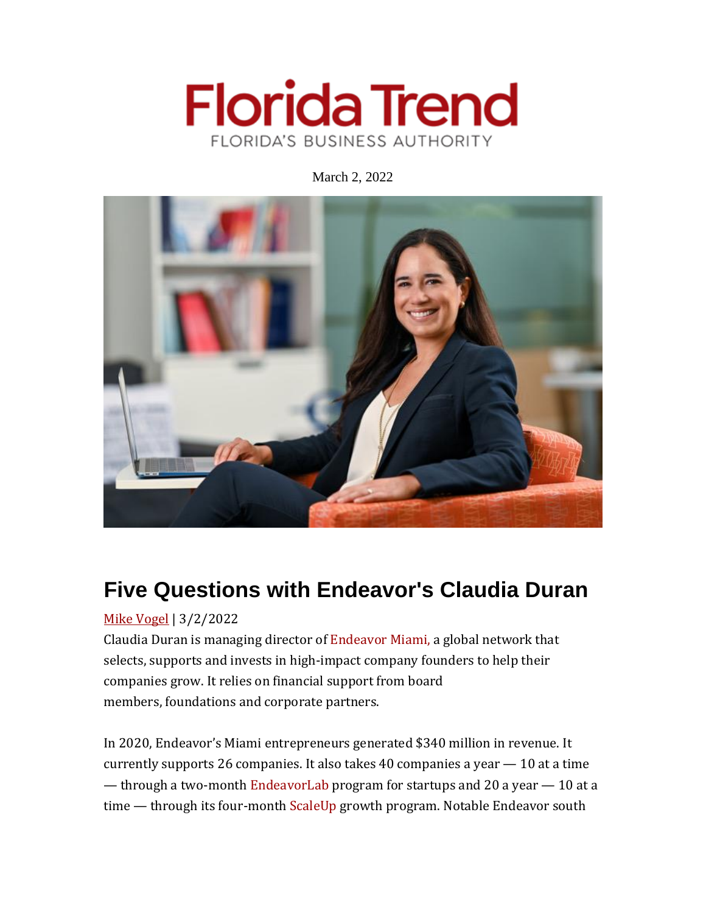# Florida Trend

FLORIDA'S BUSINESS AUTHORITY

March 2, 2022

## Five Questions with Endeavor's Claudia Duran

Mike Vogel | 3/2/2022

Claudia Duran is managing director of Endeavor Miami, a global network that selects, supports and invests in high-impact company founders to help their companies grow. It relies on financial support from board members, foundations and corporate partners.

In 2020, Endeavor's Miami entrepreneurs generated $340 million in revenue. It currently supports 26 companies. It also takes 40 companies a year — 10 at a time — through a two-month EndeavorLab program for startups and 20 a year — 10 at a time — through its four-month ScaleUp growth program. Notable Endeavor south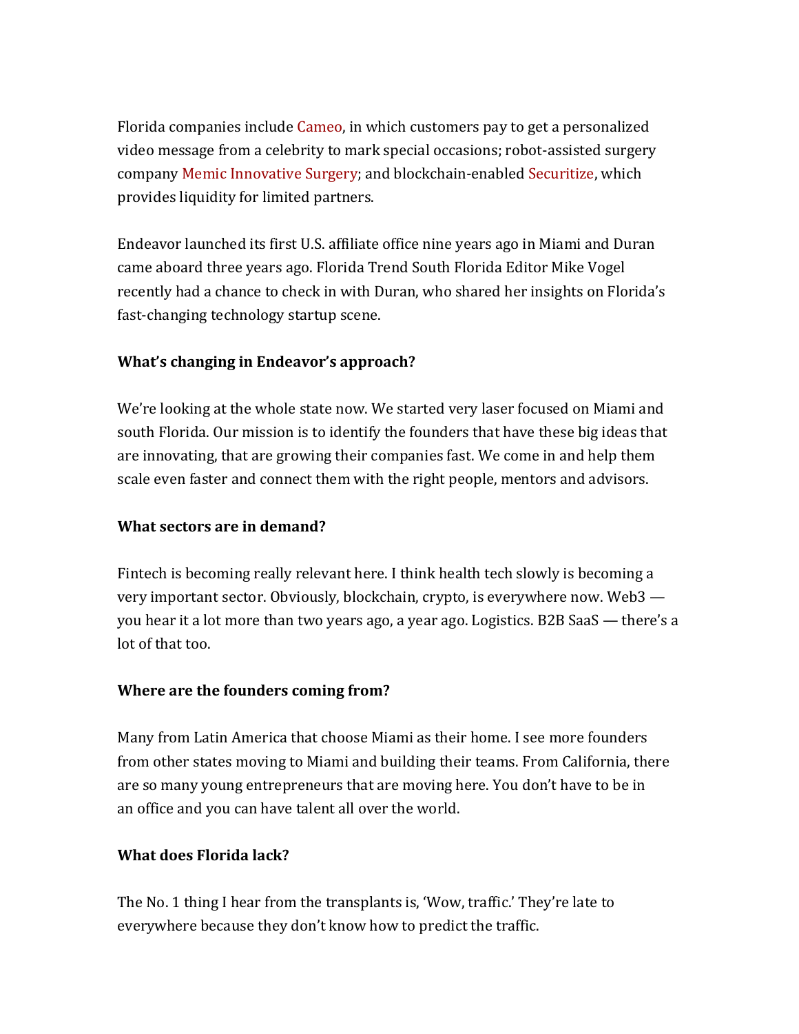Florida companies include Cameo, in which customers pay to get a personalized video message from a celebrity to mark special occasions; robot-assisted surgery company Memic Innovative Surgery; and blockchain-enabled Securitize, which provides liquidity for limited partners.

Endeavor launched its first U.S. affiliate office nine years ago in Miami and Duran came aboard three years ago. Florida Trend South Florida Editor Mike Vogel recently had a chance to check in with Duran, who shared her insights on Florida's fast-changing technology startup scene.

**What's changing in Endeavor's approach?**

We're looking at the whole state now. We started very laser focused on Miami and south Florida. Our mission is to identify the founders that have these big ideas that are innovating, that are growing their companies fast. We come in and help them scale even faster and connect them with the right people, mentors and advisors.

**What sectors are in demand?**

Fintech is becoming really relevant here. I think health tech slowly is becoming a very important sector. Obviously, blockchain, crypto, is everywhere now. Web3 — you hear it a lot more than two years ago, a year ago. Logistics. B2B SaaS — there's a lot of that too.

**Where are the founders coming from?**

Many from Latin America that choose Miami as their home. I see more founders from other states moving to Miami and building their teams. From California, there are so many young entrepreneurs that are moving here. You don't have to be in an office and you can have talent all over the world.

**What does Florida lack?**

The No. 1 thing I hear from the transplants is, 'Wow, traffic.' They're late to everywhere because they don't know how to predict the traffic.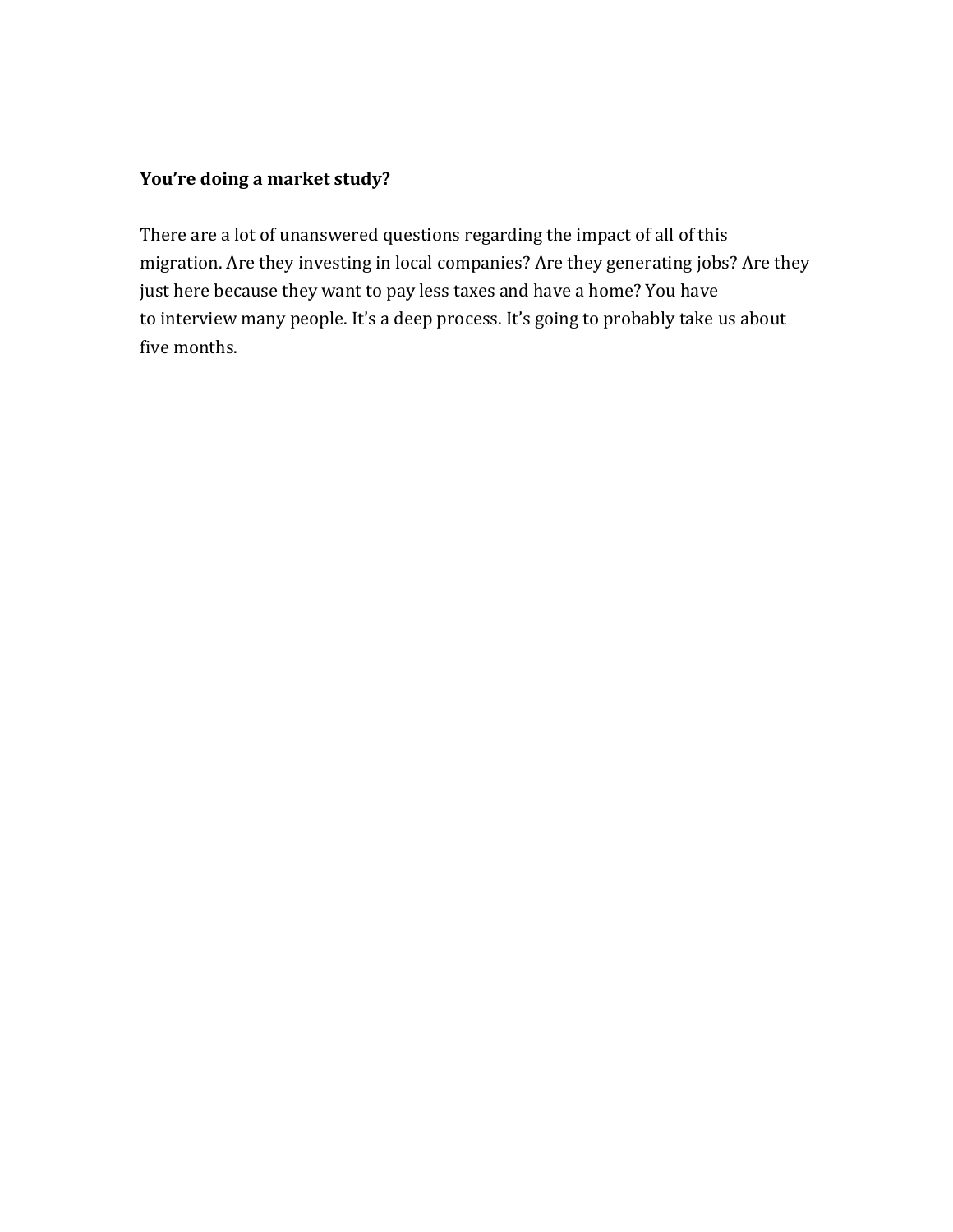**You're doing a market study?**

There are a lot of unanswered questions regarding the impact of all of this migration. Are they investing in local companies? Are they generating jobs? Are they just here because they want to pay less taxes and have a home? You have to interview many people. It's a deep process. It's going to probably take us about five months.